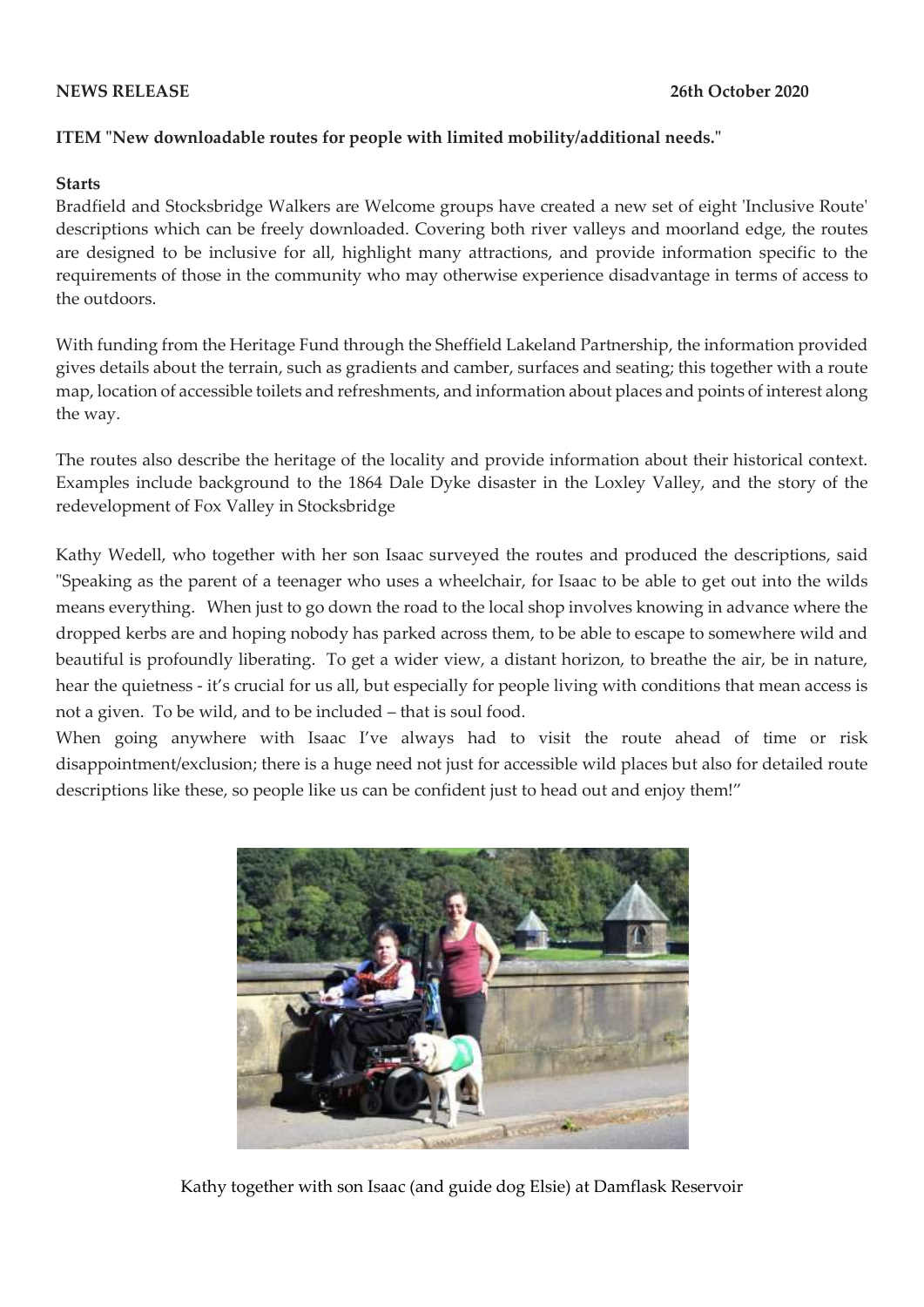**NEWS RELEASE** **26th October 2020**

**ITEM "New downloadable routes for people with limited mobility/additional needs."**

**Starts**

Bradfield and Stocksbridge Walkers are Welcome groups have created a new set of eight 'Inclusive Route' descriptions which can be freely downloaded. Covering both river valleys and moorland edge, the routes are designed to be inclusive for all, highlight many attractions, and provide information specific to the requirements of those in the community who may otherwise experience disadvantage in terms of access to the outdoors.

With funding from the Heritage Fund through the Sheffield Lakeland Partnership, the information provided gives details about the terrain, such as gradients and camber, surfaces and seating; this together with a route map, location of accessible toilets and refreshments, and information about places and points of interest along the way.

The routes also describe the heritage of the locality and provide information about their historical context. Examples include background to the 1864 Dale Dyke disaster in the Loxley Valley, and the story of the redevelopment of Fox Valley in Stocksbridge

Kathy Wedell, who together with her son Isaac surveyed the routes and produced the descriptions, said "Speaking as the parent of a teenager who uses a wheelchair, for Isaac to be able to get out into the wilds means everything. When just to go down the road to the local shop involves knowing in advance where the dropped kerbs are and hoping nobody has parked across them, to be able to escape to somewhere wild and beautiful is profoundly liberating. To get a wider view, a distant horizon, to breathe the air, be in nature, hear the quietness - it's crucial for us all, but especially for people living with conditions that mean access is not a given. To be wild, and to be included – that is soul food.

When going anywhere with Isaac I've always had to visit the route ahead of time or risk disappointment/exclusion; there is a huge need not just for accessible wild places but also for detailed route descriptions like these, so people like us can be confident just to head out and enjoy them!"

Kathy together with son Isaac (and guide dog Elsie) at Damflask Reservoir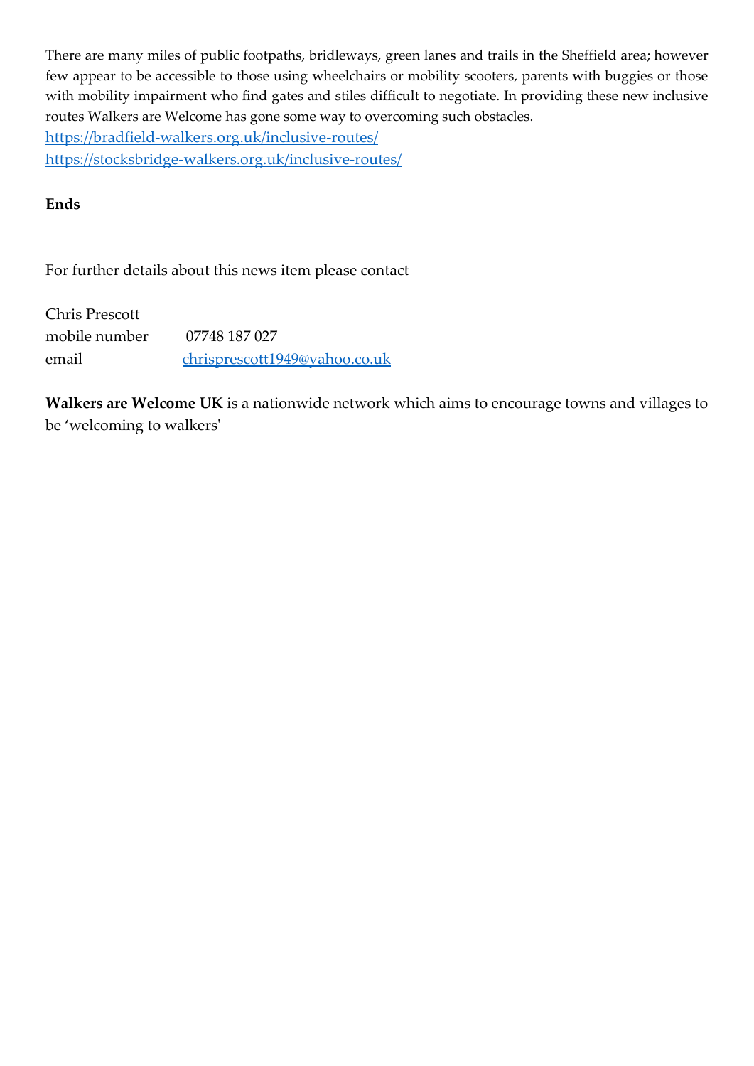There are many miles of public footpaths, bridleways, green lanes and trails in the Sheffield area; however few appear to be accessible to those using wheelchairs or mobility scooters, parents with buggies or those with mobility impairment who find gates and stiles difficult to negotiate. In providing these new inclusive routes Walkers are Welcome has gone some way to overcoming such obstacles.
https://bradfield-walkers.org.uk/inclusive-routes/
https://stocksbridge-walkers.org.uk/inclusive-routes/

**Ends**

For further details about this news item please contact

Chris Prescott
mobile number 07748 187 027
email chrisprescott1949@yahoo.co.uk

**Walkers are Welcome UK** is a nationwide network which aims to encourage towns and villages to be 'welcoming to walkers'